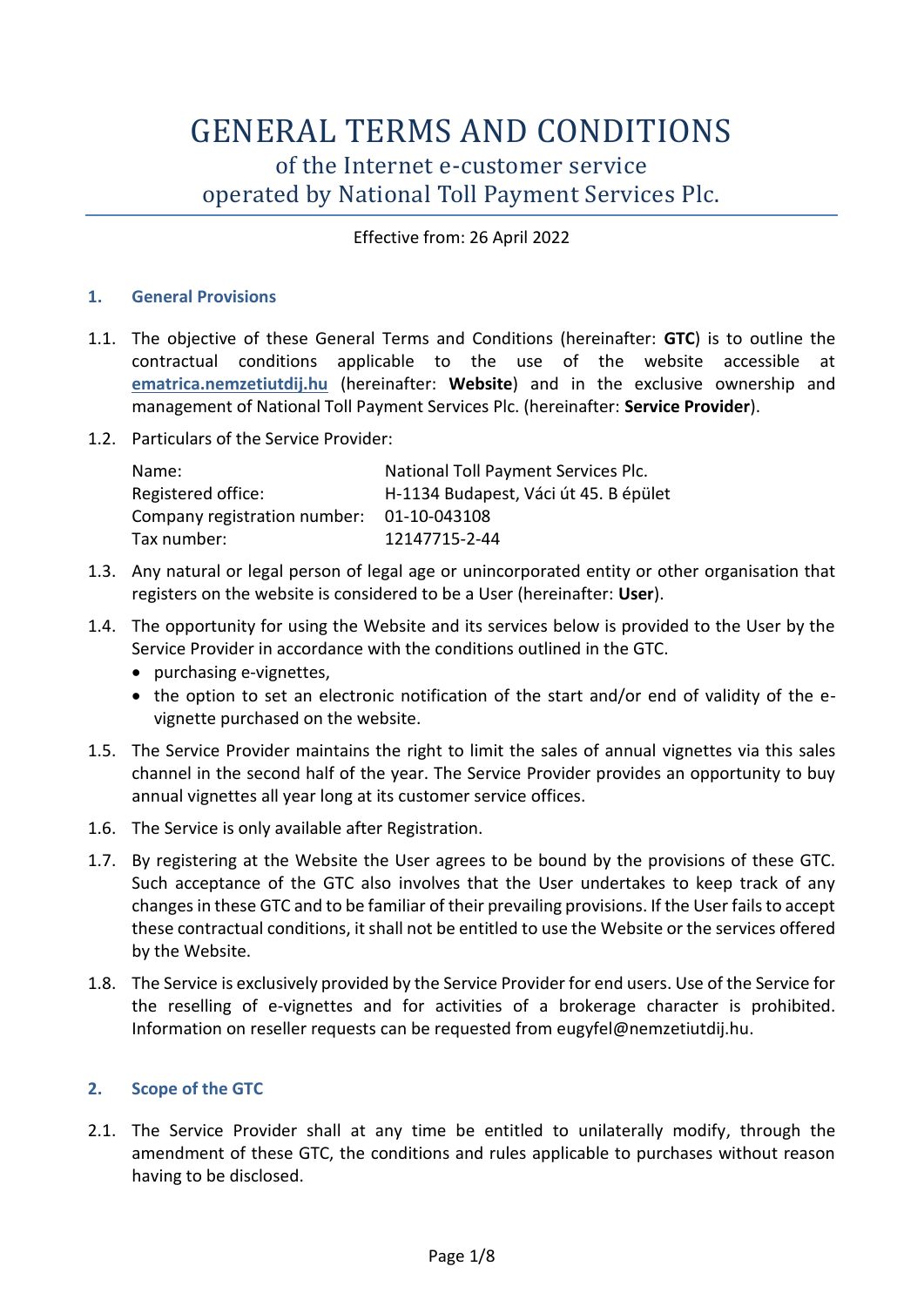# GENERAL TERMS AND CONDITIONS

## of the Internet e-customer service operated by National Toll Payment Services Plc.

Effective from: 26 April 2022

### 1. General Provisions

1.1. The objective of these General Terms and Conditions (hereinafter: **GTC**) is to outline the contractual conditions applicable to the use of the website accessible at **ematrica.nemzetiutdij.hu** (hereinafter: **Website**) and in the exclusive ownership and management of National Toll Payment Services Plc. (hereinafter: **Service Provider**).

1.2. Particulars of the Service Provider:

| | |
|---|---|
| Name: | National Toll Payment Services Plc. |
| Registered office: | H-1134 Budapest, Váci út 45. B épület |
| Company registration number: | 01-10-043108 |
| Tax number: | 12147715-2-44 |

1.3. Any natural or legal person of legal age or unincorporated entity or other organisation that registers on the website is considered to be a User (hereinafter: **User**).

1.4. The opportunity for using the Website and its services below is provided to the User by the Service Provider in accordance with the conditions outlined in the GTC.

- purchasing e-vignettes,
- the option to set an electronic notification of the start and/or end of validity of the e-vignette purchased on the website.

1.5. The Service Provider maintains the right to limit the sales of annual vignettes via this sales channel in the second half of the year. The Service Provider provides an opportunity to buy annual vignettes all year long at its customer service offices.

1.6. The Service is only available after Registration.

1.7. By registering at the Website the User agrees to be bound by the provisions of these GTC. Such acceptance of the GTC also involves that the User undertakes to keep track of any changes in these GTC and to be familiar of their prevailing provisions. If the User fails to accept these contractual conditions, it shall not be entitled to use the Website or the services offered by the Website.

1.8. The Service is exclusively provided by the Service Provider for end users. Use of the Service for the reselling of e-vignettes and for activities of a brokerage character is prohibited. Information on reseller requests can be requested from eugyfel@nemzetiutdij.hu.

### 2. Scope of the GTC

2.1. The Service Provider shall at any time be entitled to unilaterally modify, through the amendment of these GTC, the conditions and rules applicable to purchases without reason having to be disclosed.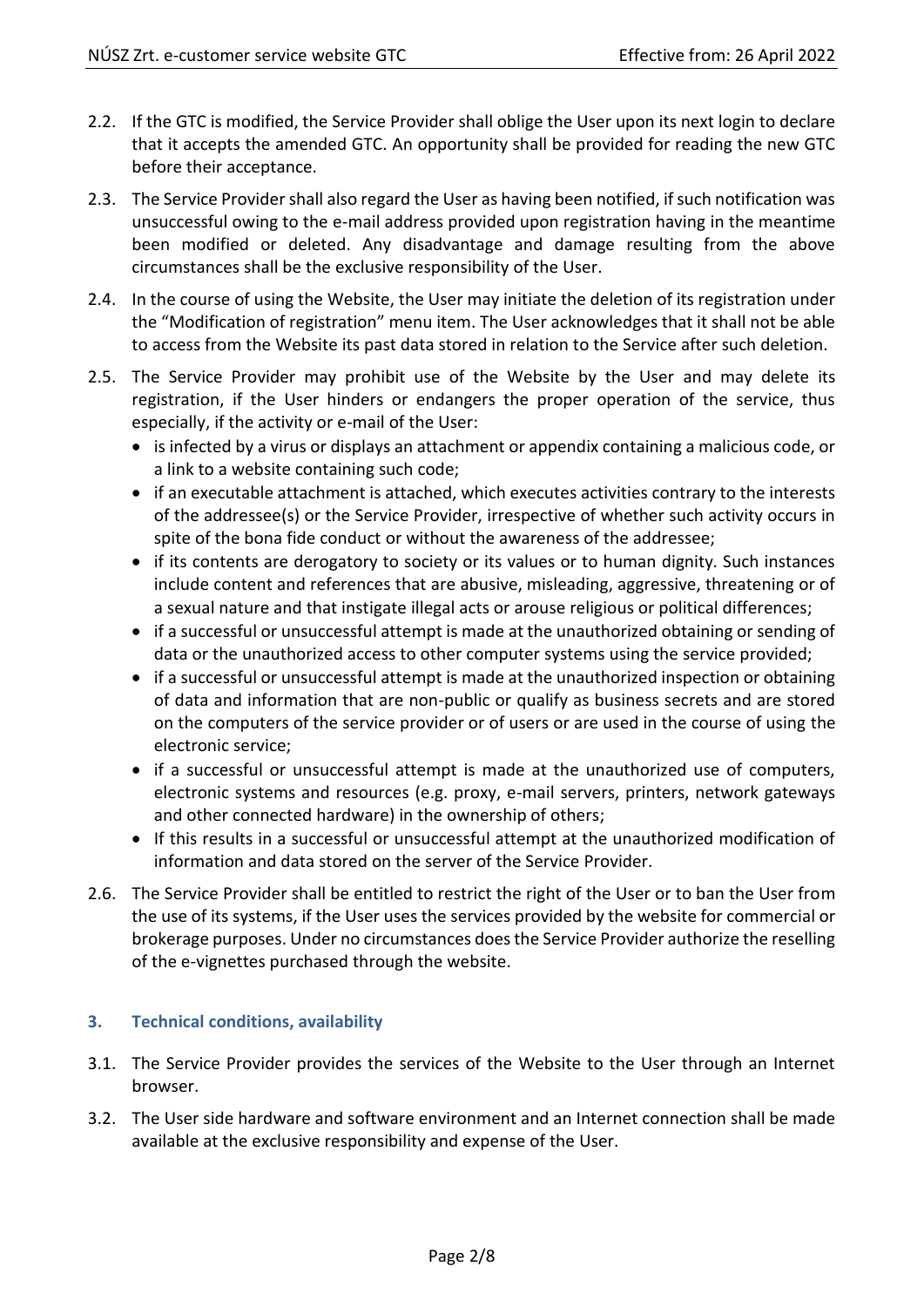2.2. If the GTC is modified, the Service Provider shall oblige the User upon its next login to declare that it accepts the amended GTC. An opportunity shall be provided for reading the new GTC before their acceptance.

2.3. The Service Provider shall also regard the User as having been notified, if such notification was unsuccessful owing to the e-mail address provided upon registration having in the meantime been modified or deleted. Any disadvantage and damage resulting from the above circumstances shall be the exclusive responsibility of the User.

2.4. In the course of using the Website, the User may initiate the deletion of its registration under the "Modification of registration" menu item. The User acknowledges that it shall not be able to access from the Website its past data stored in relation to the Service after such deletion.

2.5. The Service Provider may prohibit use of the Website by the User and may delete its registration, if the User hinders or endangers the proper operation of the service, thus especially, if the activity or e-mail of the User:

- is infected by a virus or displays an attachment or appendix containing a malicious code, or a link to a website containing such code;
- if an executable attachment is attached, which executes activities contrary to the interests of the addressee(s) or the Service Provider, irrespective of whether such activity occurs in spite of the bona fide conduct or without the awareness of the addressee;
- if its contents are derogatory to society or its values or to human dignity. Such instances include content and references that are abusive, misleading, aggressive, threatening or of a sexual nature and that instigate illegal acts or arouse religious or political differences;
- if a successful or unsuccessful attempt is made at the unauthorized obtaining or sending of data or the unauthorized access to other computer systems using the service provided;
- if a successful or unsuccessful attempt is made at the unauthorized inspection or obtaining of data and information that are non-public or qualify as business secrets and are stored on the computers of the service provider or of users or are used in the course of using the electronic service;
- if a successful or unsuccessful attempt is made at the unauthorized use of computers, electronic systems and resources (e.g. proxy, e-mail servers, printers, network gateways and other connected hardware) in the ownership of others;
- If this results in a successful or unsuccessful attempt at the unauthorized modification of information and data stored on the server of the Service Provider.

2.6. The Service Provider shall be entitled to restrict the right of the User or to ban the User from the use of its systems, if the User uses the services provided by the website for commercial or brokerage purposes. Under no circumstances does the Service Provider authorize the reselling of the e-vignettes purchased through the website.

## 3. Technical conditions, availability

3.1. The Service Provider provides the services of the Website to the User through an Internet browser.

3.2. The User side hardware and software environment and an Internet connection shall be made available at the exclusive responsibility and expense of the User.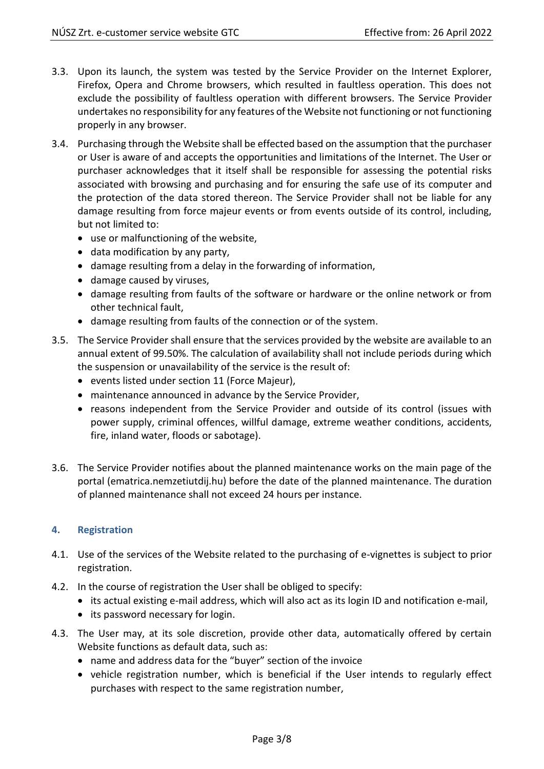3.3. Upon its launch, the system was tested by the Service Provider on the Internet Explorer, Firefox, Opera and Chrome browsers, which resulted in faultless operation. This does not exclude the possibility of faultless operation with different browsers. The Service Provider undertakes no responsibility for any features of the Website not functioning or not functioning properly in any browser.

3.4. Purchasing through the Website shall be effected based on the assumption that the purchaser or User is aware of and accepts the opportunities and limitations of the Internet. The User or purchaser acknowledges that it itself shall be responsible for assessing the potential risks associated with browsing and purchasing and for ensuring the safe use of its computer and the protection of the data stored thereon. The Service Provider shall not be liable for any damage resulting from force majeur events or from events outside of its control, including, but not limited to:

- use or malfunctioning of the website,
- data modification by any party,
- damage resulting from a delay in the forwarding of information,
- damage caused by viruses,
- damage resulting from faults of the software or hardware or the online network or from other technical fault,
- damage resulting from faults of the connection or of the system.

3.5. The Service Provider shall ensure that the services provided by the website are available to an annual extent of 99.50%. The calculation of availability shall not include periods during which the suspension or unavailability of the service is the result of:

- events listed under section 11 (Force Majeur),
- maintenance announced in advance by the Service Provider,
- reasons independent from the Service Provider and outside of its control (issues with power supply, criminal offences, willful damage, extreme weather conditions, accidents, fire, inland water, floods or sabotage).

3.6. The Service Provider notifies about the planned maintenance works on the main page of the portal (ematrica.nemzetiutdij.hu) before the date of the planned maintenance. The duration of planned maintenance shall not exceed 24 hours per instance.

## 4. Registration

4.1. Use of the services of the Website related to the purchasing of e-vignettes is subject to prior registration.

4.2. In the course of registration the User shall be obliged to specify:

- its actual existing e-mail address, which will also act as its login ID and notification e-mail,
- its password necessary for login.

4.3. The User may, at its sole discretion, provide other data, automatically offered by certain Website functions as default data, such as:

- name and address data for the "buyer" section of the invoice
- vehicle registration number, which is beneficial if the User intends to regularly effect purchases with respect to the same registration number,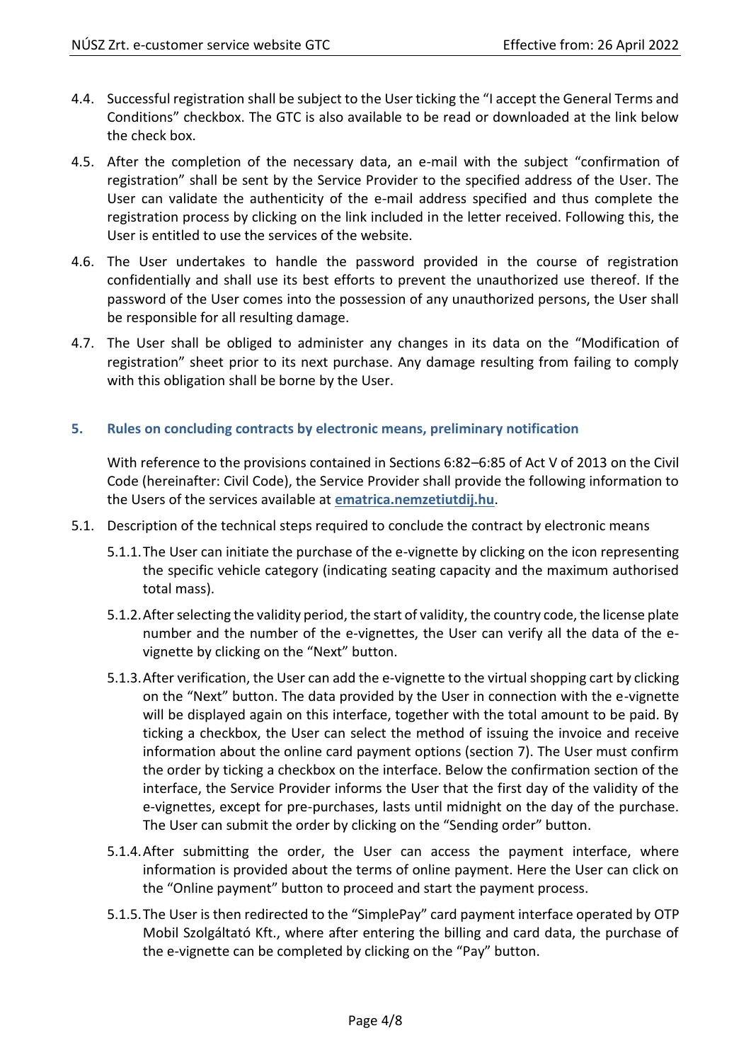4.4. Successful registration shall be subject to the User ticking the "I accept the General Terms and Conditions" checkbox. The GTC is also available to be read or downloaded at the link below the check box.

4.5. After the completion of the necessary data, an e-mail with the subject "confirmation of registration" shall be sent by the Service Provider to the specified address of the User. The User can validate the authenticity of the e-mail address specified and thus complete the registration process by clicking on the link included in the letter received. Following this, the User is entitled to use the services of the website.

4.6. The User undertakes to handle the password provided in the course of registration confidentially and shall use its best efforts to prevent the unauthorized use thereof. If the password of the User comes into the possession of any unauthorized persons, the User shall be responsible for all resulting damage.

4.7. The User shall be obliged to administer any changes in its data on the "Modification of registration" sheet prior to its next purchase. Any damage resulting from failing to comply with this obligation shall be borne by the User.

## 5. Rules on concluding contracts by electronic means, preliminary notification

With reference to the provisions contained in Sections 6:82–6:85 of Act V of 2013 on the Civil Code (hereinafter: Civil Code), the Service Provider shall provide the following information to the Users of the services available at **ematrica.nemzetiutdij.hu**.

5.1. Description of the technical steps required to conclude the contract by electronic means

5.1.1. The User can initiate the purchase of the e-vignette by clicking on the icon representing the specific vehicle category (indicating seating capacity and the maximum authorised total mass).

5.1.2. After selecting the validity period, the start of validity, the country code, the license plate number and the number of the e-vignettes, the User can verify all the data of the e-vignette by clicking on the "Next" button.

5.1.3. After verification, the User can add the e-vignette to the virtual shopping cart by clicking on the "Next" button. The data provided by the User in connection with the e-vignette will be displayed again on this interface, together with the total amount to be paid. By ticking a checkbox, the User can select the method of issuing the invoice and receive information about the online card payment options (section 7). The User must confirm the order by ticking a checkbox on the interface. Below the confirmation section of the interface, the Service Provider informs the User that the first day of the validity of the e-vignettes, except for pre-purchases, lasts until midnight on the day of the purchase. The User can submit the order by clicking on the "Sending order" button.

5.1.4. After submitting the order, the User can access the payment interface, where information is provided about the terms of online payment. Here the User can click on the "Online payment" button to proceed and start the payment process.

5.1.5. The User is then redirected to the "SimplePay" card payment interface operated by OTP Mobil Szolgáltató Kft., where after entering the billing and card data, the purchase of the e-vignette can be completed by clicking on the "Pay" button.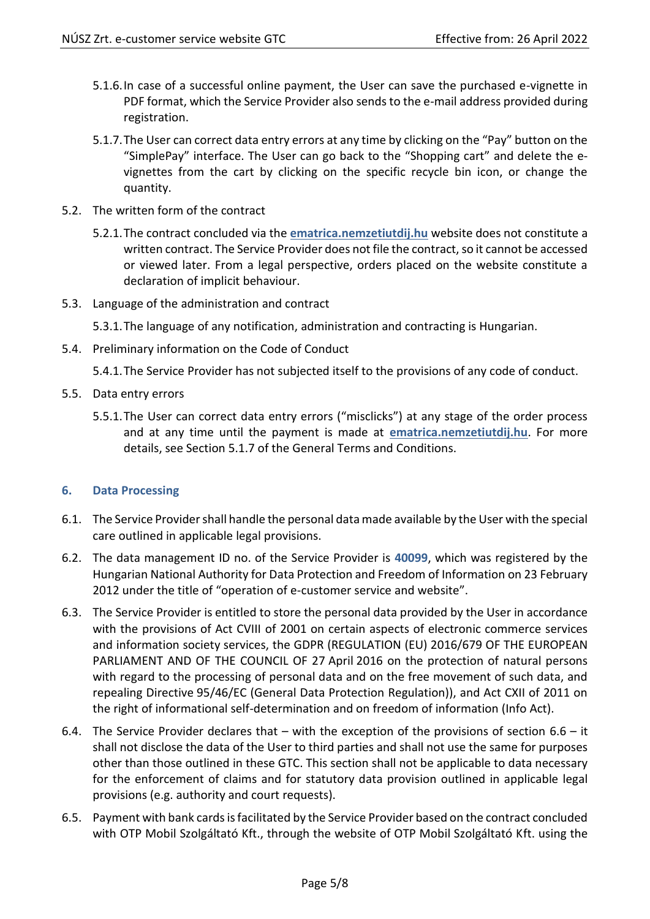5.1.6. In case of a successful online payment, the User can save the purchased e-vignette in PDF format, which the Service Provider also sends to the e-mail address provided during registration.

5.1.7. The User can correct data entry errors at any time by clicking on the “Pay” button on the “SimplePay” interface. The User can go back to the “Shopping cart” and delete the e-vignettes from the cart by clicking on the specific recycle bin icon, or change the quantity.

5.2. The written form of the contract

5.2.1. The contract concluded via the **ematrica.nemzetiutdij.hu** website does not constitute a written contract. The Service Provider does not file the contract, so it cannot be accessed or viewed later. From a legal perspective, orders placed on the website constitute a declaration of implicit behaviour.

5.3. Language of the administration and contract

5.3.1. The language of any notification, administration and contracting is Hungarian.

5.4. Preliminary information on the Code of Conduct

5.4.1. The Service Provider has not subjected itself to the provisions of any code of conduct.

5.5. Data entry errors

5.5.1. The User can correct data entry errors (“misclicks”) at any stage of the order process and at any time until the payment is made at **ematrica.nemzetiutdij.hu**. For more details, see Section 5.1.7 of the General Terms and Conditions.

## 6. Data Processing

6.1. The Service Provider shall handle the personal data made available by the User with the special care outlined in applicable legal provisions.

6.2. The data management ID no. of the Service Provider is **40099**, which was registered by the Hungarian National Authority for Data Protection and Freedom of Information on 23 February 2012 under the title of “operation of e-customer service and website”.

6.3. The Service Provider is entitled to store the personal data provided by the User in accordance with the provisions of Act CVIII of 2001 on certain aspects of electronic commerce services and information society services, the GDPR (REGULATION (EU) 2016/679 OF THE EUROPEAN PARLIAMENT AND OF THE COUNCIL OF 27 April 2016 on the protection of natural persons with regard to the processing of personal data and on the free movement of such data, and repealing Directive 95/46/EC (General Data Protection Regulation)), and Act CXII of 2011 on the right of informational self-determination and on freedom of information (Info Act).

6.4. The Service Provider declares that – with the exception of the provisions of section 6.6 – it shall not disclose the data of the User to third parties and shall not use the same for purposes other than those outlined in these GTC. This section shall not be applicable to data necessary for the enforcement of claims and for statutory data provision outlined in applicable legal provisions (e.g. authority and court requests).

6.5. Payment with bank cards is facilitated by the Service Provider based on the contract concluded with OTP Mobil Szolgáltató Kft., through the website of OTP Mobil Szolgáltató Kft. using the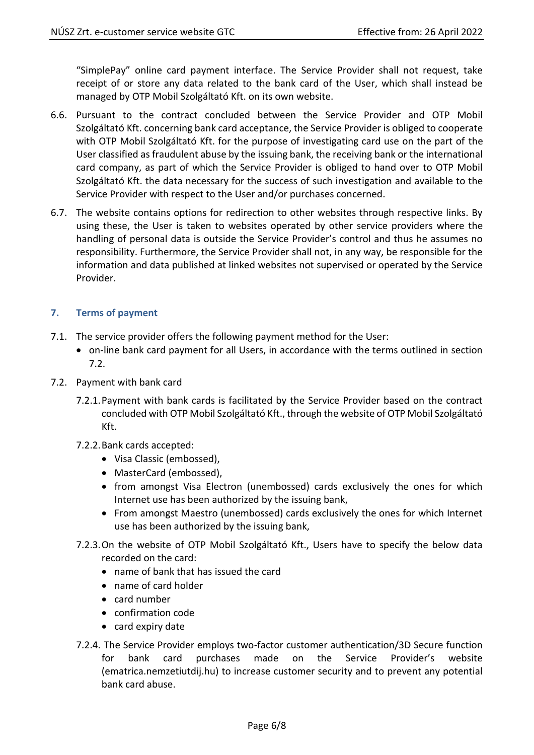"SimplePay" online card payment interface. The Service Provider shall not request, take receipt of or store any data related to the bank card of the User, which shall instead be managed by OTP Mobil Szolgáltató Kft. on its own website.

6.6. Pursuant to the contract concluded between the Service Provider and OTP Mobil Szolgáltató Kft. concerning bank card acceptance, the Service Provider is obliged to cooperate with OTP Mobil Szolgáltató Kft. for the purpose of investigating card use on the part of the User classified as fraudulent abuse by the issuing bank, the receiving bank or the international card company, as part of which the Service Provider is obliged to hand over to OTP Mobil Szolgáltató Kft. the data necessary for the success of such investigation and available to the Service Provider with respect to the User and/or purchases concerned.

6.7. The website contains options for redirection to other websites through respective links. By using these, the User is taken to websites operated by other service providers where the handling of personal data is outside the Service Provider's control and thus he assumes no responsibility. Furthermore, the Service Provider shall not, in any way, be responsible for the information and data published at linked websites not supervised or operated by the Service Provider.

## 7. Terms of payment

7.1. The service provider offers the following payment method for the User:

- on-line bank card payment for all Users, in accordance with the terms outlined in section 7.2.

7.2. Payment with bank card

7.2.1. Payment with bank cards is facilitated by the Service Provider based on the contract concluded with OTP Mobil Szolgáltató Kft., through the website of OTP Mobil Szolgáltató Kft.

7.2.2. Bank cards accepted:

- Visa Classic (embossed),
- MasterCard (embossed),
- from amongst Visa Electron (unembossed) cards exclusively the ones for which Internet use has been authorized by the issuing bank,
- From amongst Maestro (unembossed) cards exclusively the ones for which Internet use has been authorized by the issuing bank,

7.2.3. On the website of OTP Mobil Szolgáltató Kft., Users have to specify the below data recorded on the card:

- name of bank that has issued the card
- name of card holder
- card number
- confirmation code
- card expiry date

7.2.4. The Service Provider employs two-factor customer authentication/3D Secure function for bank card purchases made on the Service Provider's website (ematrica.nemzetiutdij.hu) to increase customer security and to prevent any potential bank card abuse.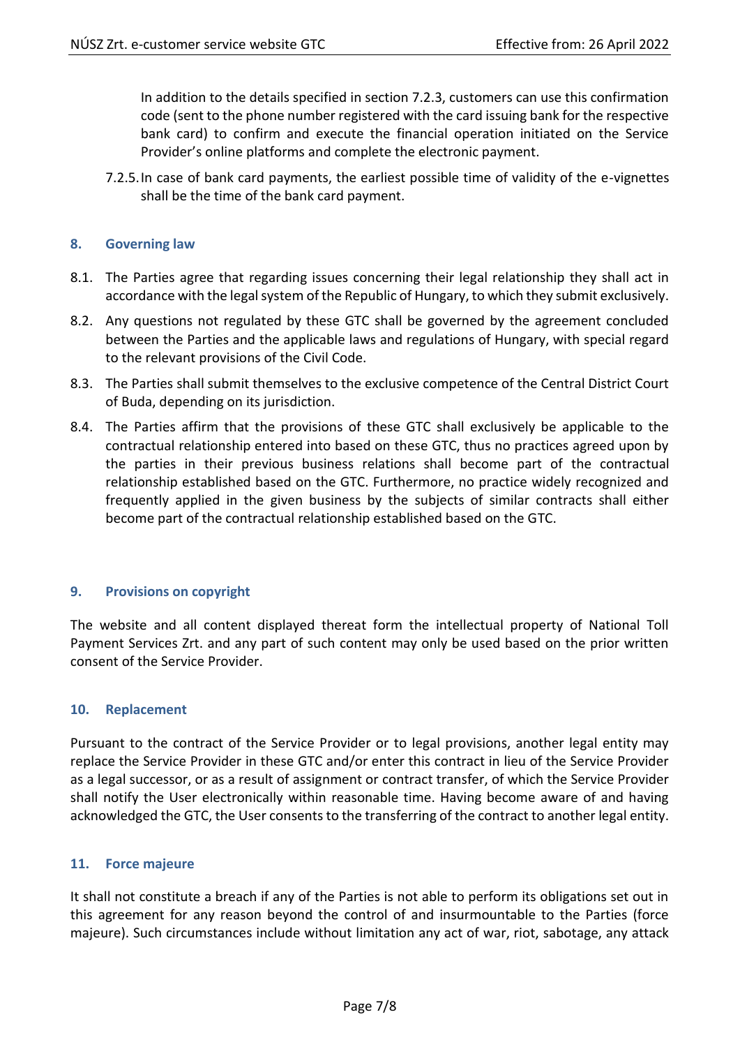In addition to the details specified in section 7.2.3, customers can use this confirmation code (sent to the phone number registered with the card issuing bank for the respective bank card) to confirm and execute the financial operation initiated on the Service Provider's online platforms and complete the electronic payment.

7.2.5. In case of bank card payments, the earliest possible time of validity of the e-vignettes shall be the time of the bank card payment.

## 8. Governing law

8.1. The Parties agree that regarding issues concerning their legal relationship they shall act in accordance with the legal system of the Republic of Hungary, to which they submit exclusively.

8.2. Any questions not regulated by these GTC shall be governed by the agreement concluded between the Parties and the applicable laws and regulations of Hungary, with special regard to the relevant provisions of the Civil Code.

8.3. The Parties shall submit themselves to the exclusive competence of the Central District Court of Buda, depending on its jurisdiction.

8.4. The Parties affirm that the provisions of these GTC shall exclusively be applicable to the contractual relationship entered into based on these GTC, thus no practices agreed upon by the parties in their previous business relations shall become part of the contractual relationship established based on the GTC. Furthermore, no practice widely recognized and frequently applied in the given business by the subjects of similar contracts shall either become part of the contractual relationship established based on the GTC.

## 9. Provisions on copyright

The website and all content displayed thereat form the intellectual property of National Toll Payment Services Zrt. and any part of such content may only be used based on the prior written consent of the Service Provider.

## 10. Replacement

Pursuant to the contract of the Service Provider or to legal provisions, another legal entity may replace the Service Provider in these GTC and/or enter this contract in lieu of the Service Provider as a legal successor, or as a result of assignment or contract transfer, of which the Service Provider shall notify the User electronically within reasonable time. Having become aware of and having acknowledged the GTC, the User consents to the transferring of the contract to another legal entity.

## 11. Force majeure

It shall not constitute a breach if any of the Parties is not able to perform its obligations set out in this agreement for any reason beyond the control of and insurmountable to the Parties (force majeure). Such circumstances include without limitation any act of war, riot, sabotage, any attack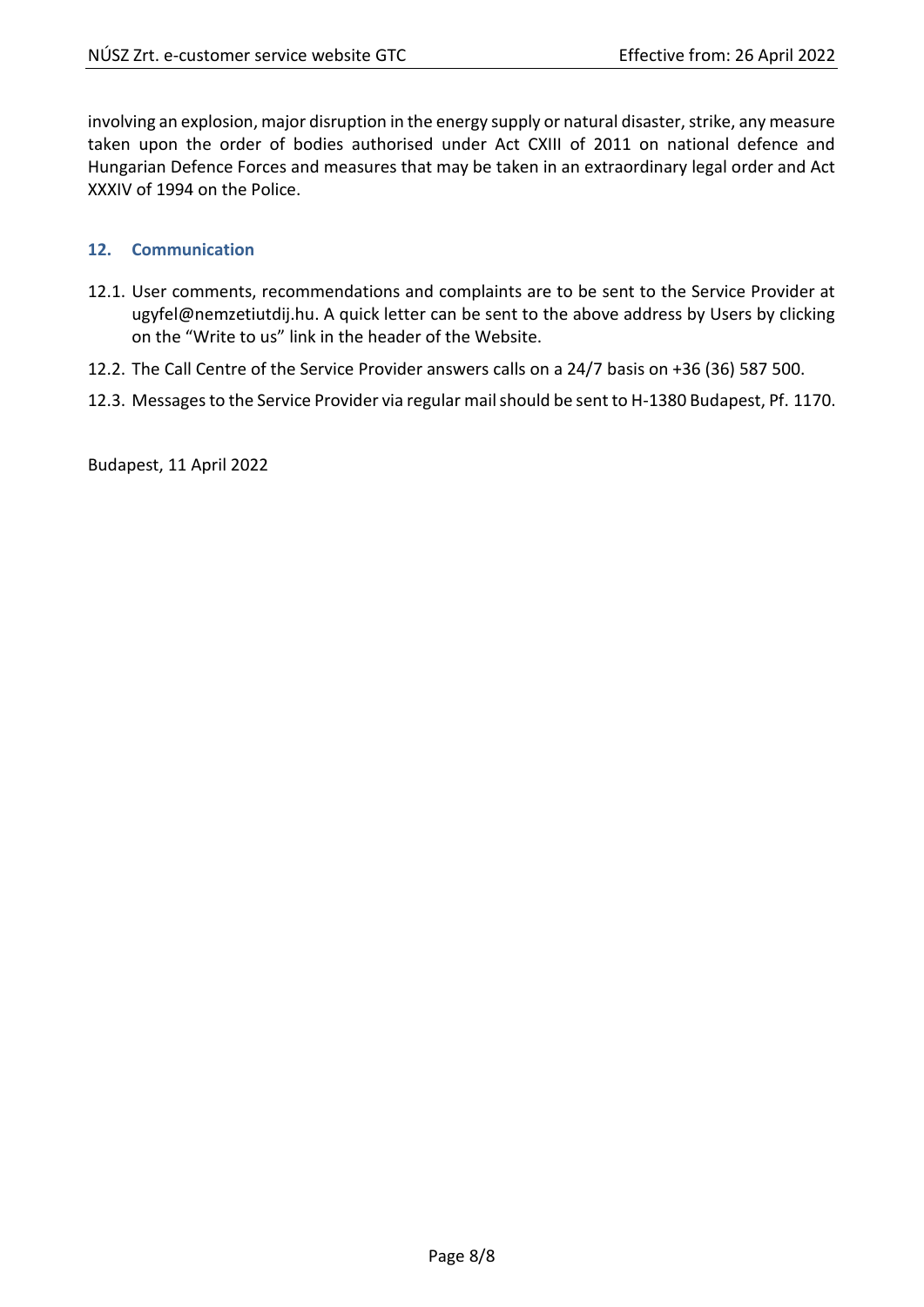involving an explosion, major disruption in the energy supply or natural disaster, strike, any measure taken upon the order of bodies authorised under Act CXIII of 2011 on national defence and Hungarian Defence Forces and measures that may be taken in an extraordinary legal order and Act XXXIV of 1994 on the Police.

## 12. Communication

12.1. User comments, recommendations and complaints are to be sent to the Service Provider at ugyfel@nemzetiutdij.hu. A quick letter can be sent to the above address by Users by clicking on the "Write to us" link in the header of the Website.

12.2. The Call Centre of the Service Provider answers calls on a 24/7 basis on +36 (36) 587 500.

12.3. Messages to the Service Provider via regular mail should be sent to H-1380 Budapest, Pf. 1170.

Budapest, 11 April 2022